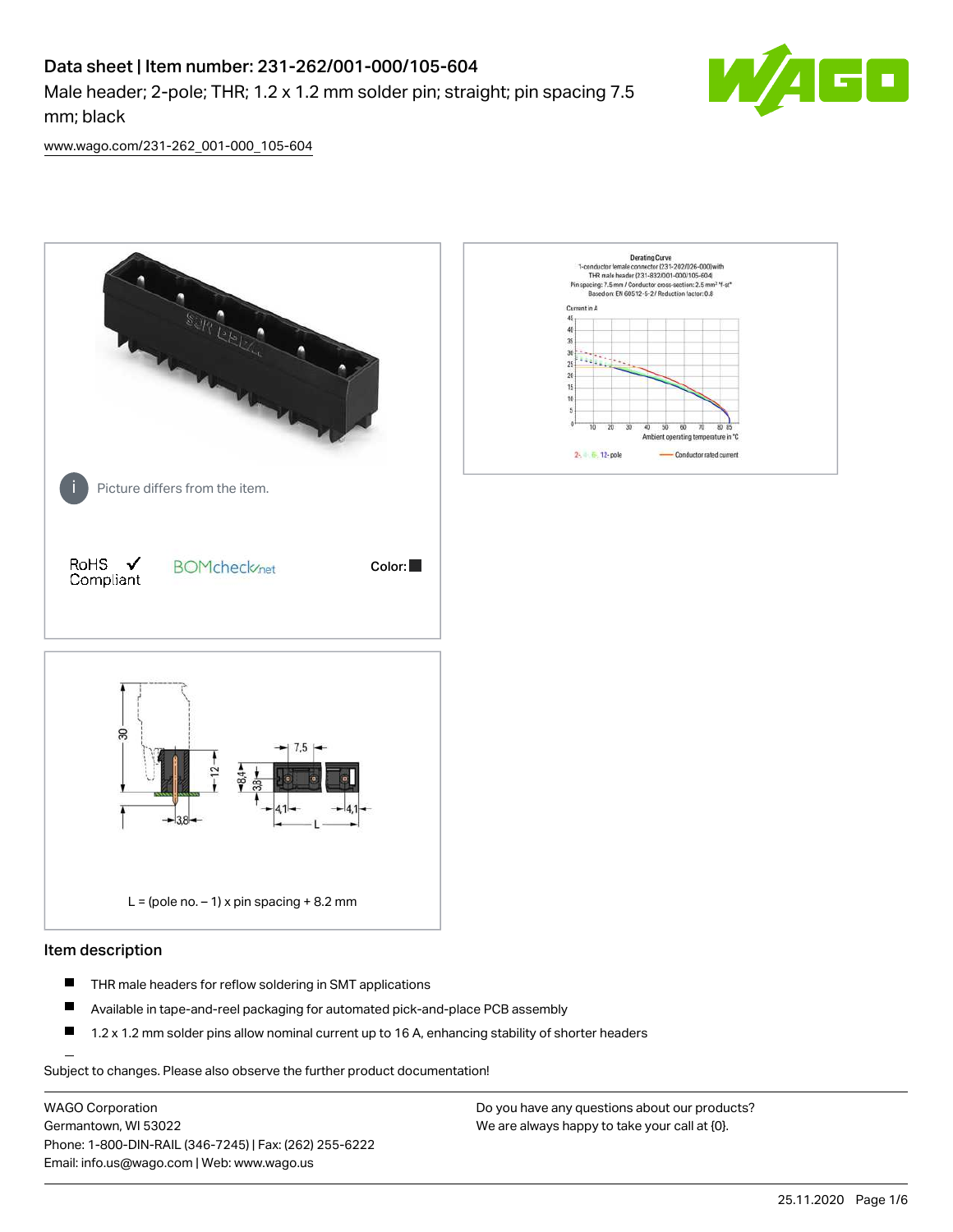# Data sheet | Item number: 231-262/001-000/105-604

Male header; 2-pole; THR; 1.2 x 1.2 mm solder pin; straight; pin spacing 7.5 mm; black

www.wago.com/231-262_001-000_105-604

Picture differs from the item.

RoHS Compliant ✓

BOMcheck.net

Color: ■

L = (pole no. – 1) x pin spacing + 8.2 mm

## Item description

- THR male headers for reflow soldering in SMT applications
- Available in tape-and-reel packaging for automated pick-and-place PCB assembly
- 1.2 x 1.2 mm solder pins allow nominal current up to 16 A, enhancing stability of shorter headers

Subject to changes. Please also observe the further product documentation!

WAGO Corporation
Germantown, WI 53022
Phone: 1-800-DIN-RAIL (346-7245) | Fax: (262) 255-6222
Email: info.us@wago.com | Web: www.wago.us

Do you have any questions about our products?
We are always happy to take your call at {0}.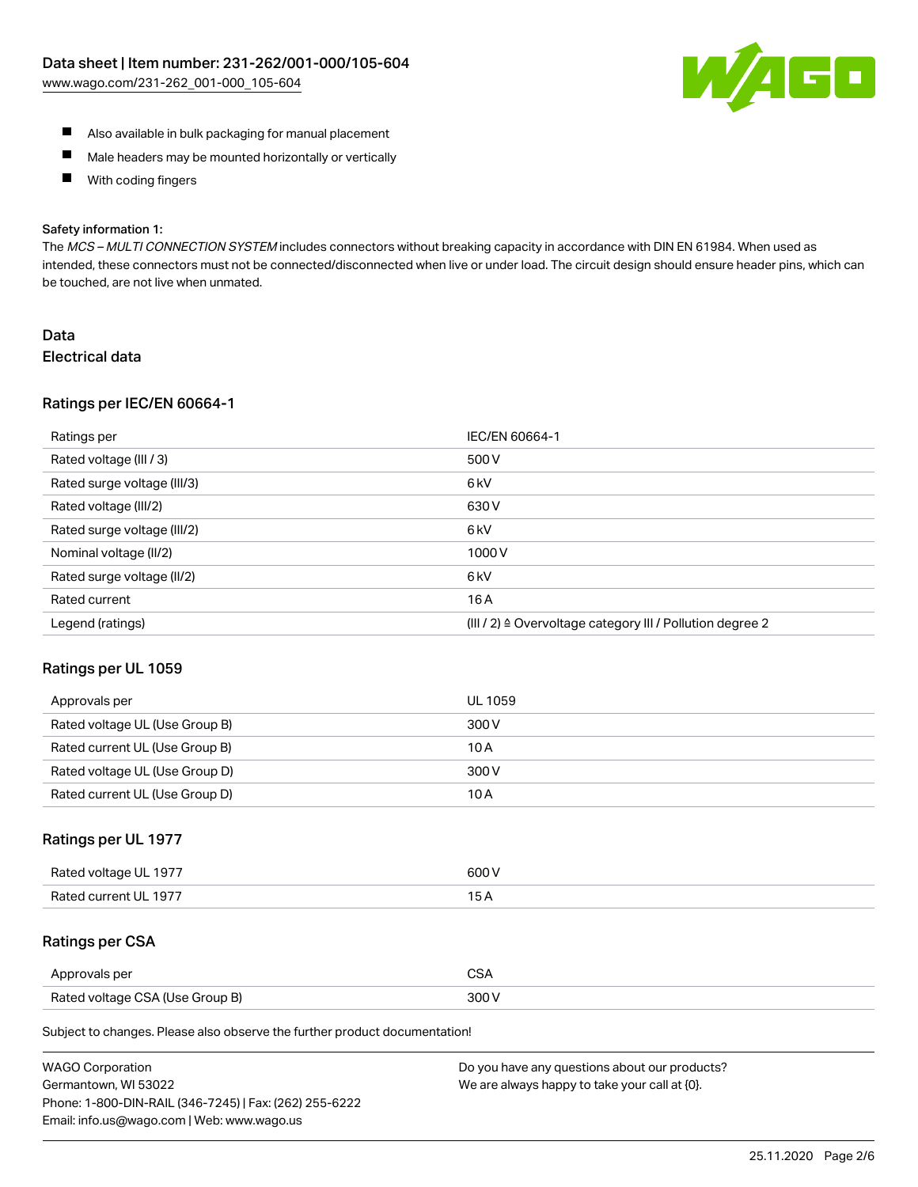- Also available in bulk packaging for manual placement
- Male headers may be mounted horizontally or vertically
- With coding fingers

Safety information 1:
The *MCS – MULTI CONNECTION SYSTEM* includes connectors without breaking capacity in accordance with DIN EN 61984. When used as intended, these connectors must not be connected/disconnected when live or under load. The circuit design should ensure header pins, which can be touched, are not live when unmated.

## Data

### Electrical data

#### Ratings per IEC/EN 60664-1

| Ratings per | IEC/EN 60664-1 |
|---|---|
| Rated voltage (III / 3) | 500 V |
| Rated surge voltage (III/3) | 6 kV |
| Rated voltage (III/2) | 630 V |
| Rated surge voltage (III/2) | 6 kV |
| Nominal voltage (II/2) | 1000 V |
| Rated surge voltage (II/2) | 6 kV |
| Rated current | 16 A |
| Legend (ratings) | (III / 2) ≙ Overvoltage category III / Pollution degree 2 |

#### Ratings per UL 1059

| Approvals per | UL 1059 |
|---|---|
| Rated voltage UL (Use Group B) | 300 V |
| Rated current UL (Use Group B) | 10 A |
| Rated voltage UL (Use Group D) | 300 V |
| Rated current UL (Use Group D) | 10 A |

#### Ratings per UL 1977

| Rated voltage UL 1977 | 600 V |
|---|---|
| Rated current UL 1977 | 15 A |

#### Ratings per CSA

| Approvals per | CSA |
|---|---|
| Rated voltage CSA (Use Group B) | 300 V |

Subject to changes. Please also observe the further product documentation!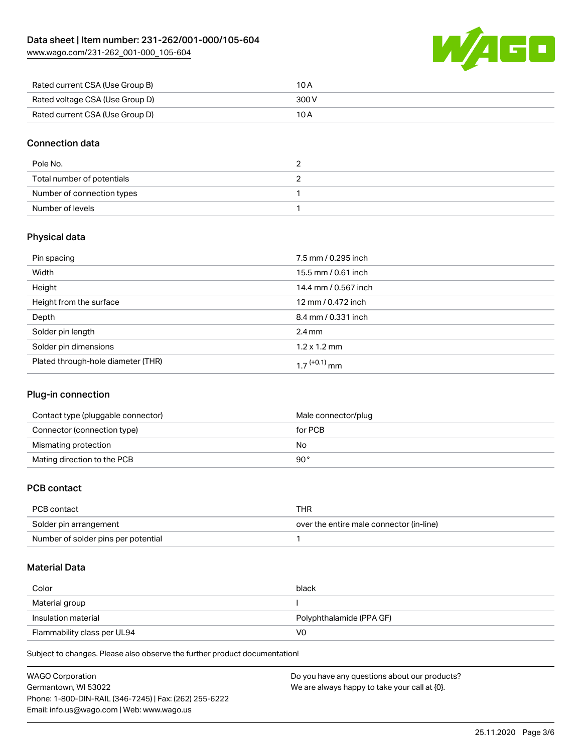| | |
|---|---|
| Rated current CSA (Use Group B) | 10 A |
| Rated voltage CSA (Use Group D) | 300 V |
| Rated current CSA (Use Group D) | 10 A |

## Connection data

| | |
|---|---|
| Pole No. | 2 |
| Total number of potentials | 2 |
| Number of connection types | 1 |
| Number of levels | 1 |

## Physical data

| | |
|---|---|
| Pin spacing | 7.5 mm / 0.295 inch |
| Width | 15.5 mm / 0.61 inch |
| Height | 14.4 mm / 0.567 inch |
| Height from the surface | 12 mm / 0.472 inch |
| Depth | 8.4 mm / 0.331 inch |
| Solder pin length | 2.4 mm |
| Solder pin dimensions | 1.2 x 1.2 mm |
| Plated through-hole diameter (THR) | $1.7^{(+0.1)}$ mm |

## Plug-in connection

| | |
|---|---|
| Contact type (pluggable connector) | Male connector/plug |
| Connector (connection type) | for PCB |
| Mismating protection | No |
| Mating direction to the PCB | 90 ° |

## PCB contact

| | |
|---|---|
| PCB contact | THR |
| Solder pin arrangement | over the entire male connector (in-line) |
| Number of solder pins per potential | 1 |

## Material Data

| | |
|---|---|
| Color | black |
| Material group | I |
| Insulation material | Polyphthalamide (PPA GF) |
| Flammability class per UL94 | V0 |

Subject to changes. Please also observe the further product documentation!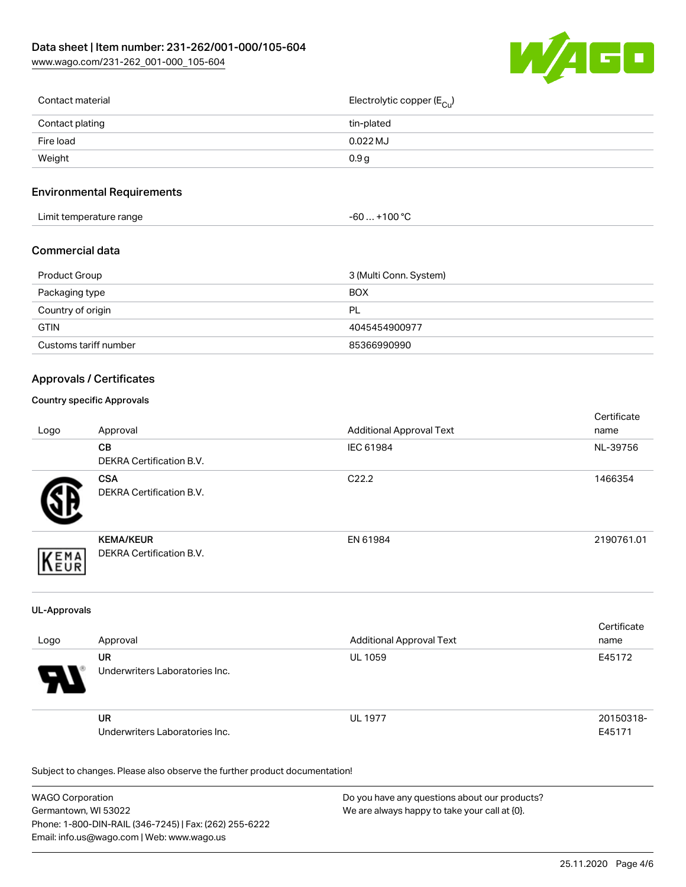| | |
|---|---|
| Contact material | Electrolytic copper ($E_{Cu}$) |
| Contact plating | tin-plated |
| Fire load | 0.022 MJ |
| Weight | 0.9 g |

## Environmental Requirements

| | |
|---|---|
| Limit temperature range | -60 … +100 °C |

## Commercial data

| | |
|---|---|
| Product Group | 3 (Multi Conn. System) |
| Packaging type | BOX |
| Country of origin | PL |
| GTIN | 4045454900977 |
| Customs tariff number | 85366990990 |

## Approvals / Certificates

### Country specific Approvals

| Logo | Approval | Additional Approval Text | Certificate name |
|---|---|---|---|
| | **CB** DEKRA Certification B.V. | IEC 61984 | NL-39756 |
| | **CSA** DEKRA Certification B.V. | C22.2 | 1466354 |
| | **KEMA/KEUR** DEKRA Certification B.V. | EN 61984 | 2190761.01 |

### UL-Approvals

| Logo | Approval | Additional Approval Text | Certificate name |
|---|---|---|---|
| | **UR** Underwriters Laboratories Inc. | UL 1059 | E45172 |
| | **UR** Underwriters Laboratories Inc. | UL 1977 | 20150318-E45171 |

Subject to changes. Please also observe the further product documentation!

WAGO Corporation
Germantown, WI 53022
Phone: 1-800-DIN-RAIL (346-7245) | Fax: (262) 255-6222
Email: info.us@wago.com | Web: www.wago.us

Do you have any questions about our products?
We are always happy to take your call at {0}.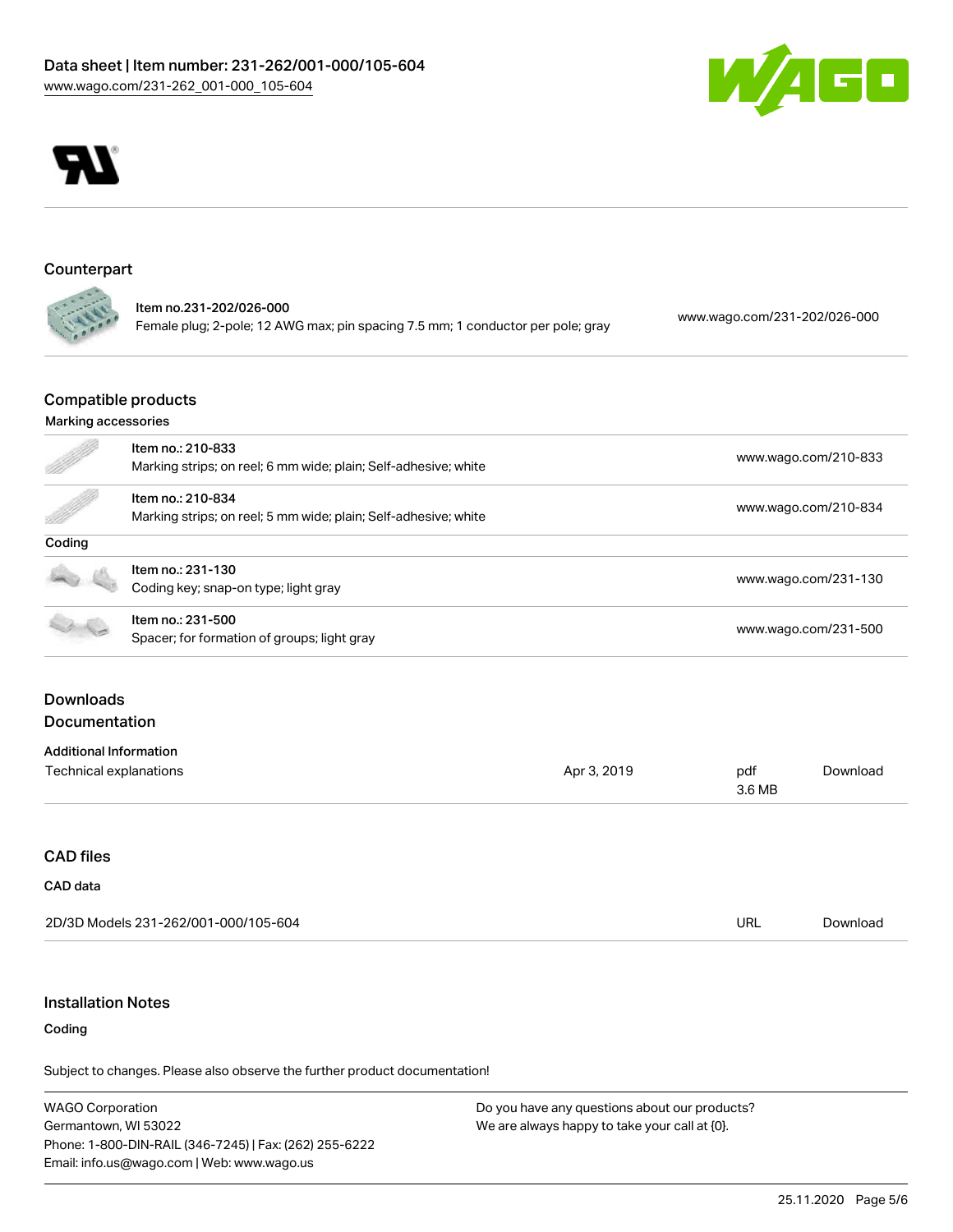## Counterpart

| | | |
|---|---|---|
| | Item no.231-202/026-000<br>Female plug; 2-pole; 12 AWG max; pin spacing 7.5 mm; 1 conductor per pole; gray | www.wago.com/231-202/026-000 |

## Compatible products

**Marking accessories**

| | | |
|---|---|---|
| | Item no.: 210-833<br>Marking strips; on reel; 6 mm wide; plain; Self-adhesive; white | www.wago.com/210-833 |
| | Item no.: 210-834<br>Marking strips; on reel; 5 mm wide; plain; Self-adhesive; white | www.wago.com/210-834 |

**Coding**

| | | |
|---|---|---|
| | Item no.: 231-130<br>Coding key; snap-on type; light gray | www.wago.com/231-130 |
| | Item no.: 231-500<br>Spacer; for formation of groups; light gray | www.wago.com/231-500 |

## Downloads
## Documentation

**Additional Information**

| | | | |
|---|---|---|---|
| Technical explanations | Apr 3, 2019 | pdf<br>3.6 MB | Download |

## CAD files

**CAD data**

| | | |
|---|---|---|
| 2D/3D Models 231-262/001-000/105-604 | URL | Download |

## Installation Notes

**Coding**

Subject to changes. Please also observe the further product documentation!

WAGO Corporation
Germantown, WI 53022
Phone: 1-800-DIN-RAIL (346-7245) | Fax: (262) 255-6222
Email: info.us@wago.com | Web: www.wago.us

Do you have any questions about our products?
We are always happy to take your call at {0}.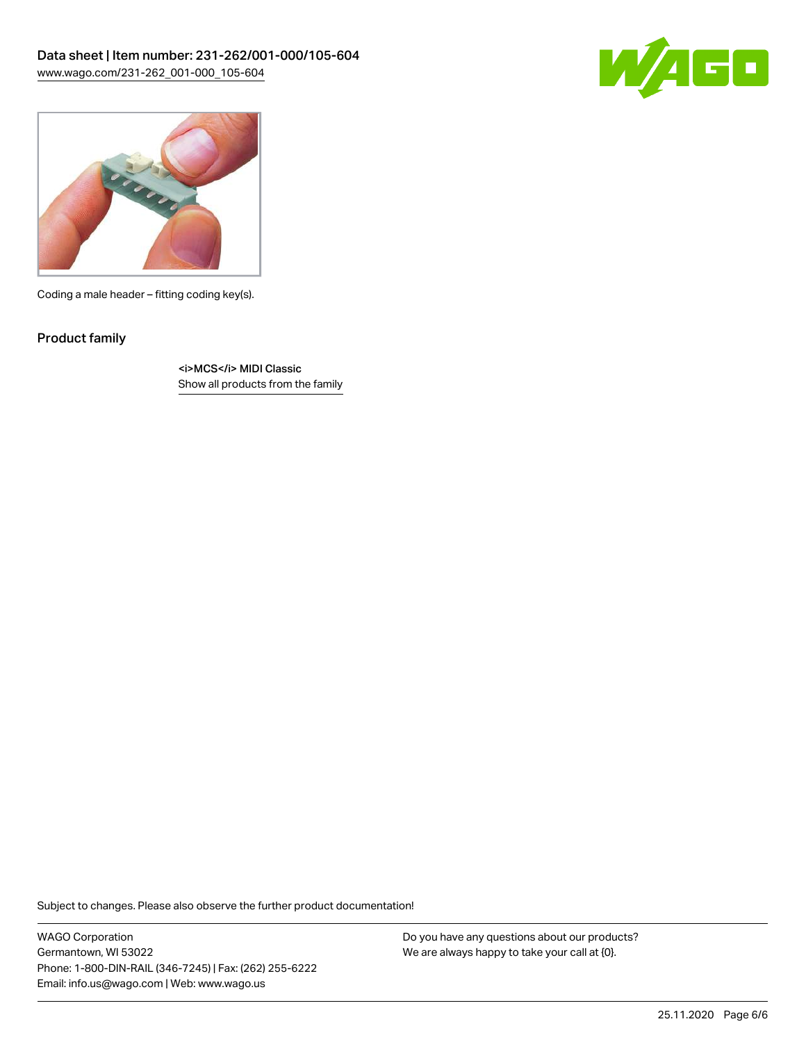Coding a male header – fitting coding key(s).

## Product family

<i>MCS</i> MIDI Classic
Show all products from the family

Subject to changes. Please also observe the further product documentation!

WAGO Corporation
Germantown, WI 53022
Phone: 1-800-DIN-RAIL (346-7245) | Fax: (262) 255-6222
Email: info.us@wago.com | Web: www.wago.us

Do you have any questions about our products?
We are always happy to take your call at {0}.